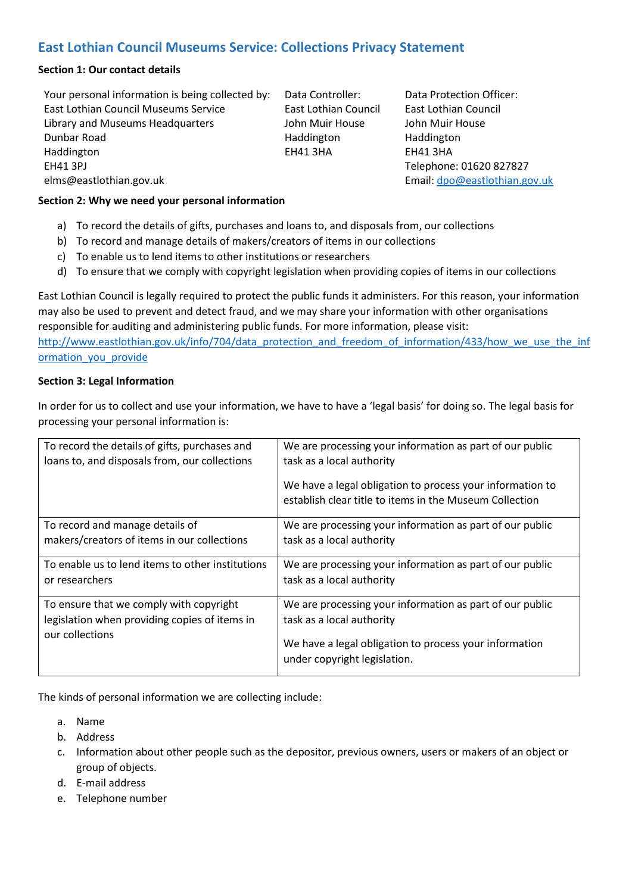# East Lothian Council Museums Service: Collections Privacy Statement

**Section 1: Our contact details**

| Your personal information is being collected by: | Data Controller: | Data Protection Officer: |
|---|---|---|
| East Lothian Council Museums Service<br>Library and Museums Headquarters<br>Dunbar Road<br>Haddington<br>EH41 3PJ<br>elms@eastlothian.gov.uk | East Lothian Council<br>John Muir House<br>Haddington<br>EH41 3HA | East Lothian Council<br>John Muir House<br>Haddington<br>EH41 3HA<br>Telephone: 01620 827827<br>Email: [dpo@eastlothian.gov.uk](mailto:dpo@eastlothian.gov.uk) |

**Section 2: Why we need your personal information**

a) To record the details of gifts, purchases and loans to, and disposals from, our collections
b) To record and manage details of makers/creators of items in our collections
c) To enable us to lend items to other institutions or researchers
d) To ensure that we comply with copyright legislation when providing copies of items in our collections

East Lothian Council is legally required to protect the public funds it administers. For this reason, your information may also be used to prevent and detect fraud, and we may share your information with other organisations responsible for auditing and administering public funds. For more information, please visit: [http://www.eastlothian.gov.uk/info/704/data_protection_and_freedom_of_information/433/how_we_use_the_information_you_provide](http://www.eastlothian.gov.uk/info/704/data_protection_and_freedom_of_information/433/how_we_use_the_information_you_provide)

**Section 3: Legal Information**

In order for us to collect and use your information, we have to have a 'legal basis' for doing so. The legal basis for processing your personal information is:

| Purpose | Legal basis |
|---|---|
| To record the details of gifts, purchases and loans to, and disposals from, our collections | We are processing your information as part of our public task as a local authority<br><br>We have a legal obligation to process your information to establish clear title to items in the Museum Collection |
| To record and manage details of makers/creators of items in our collections | We are processing your information as part of our public task as a local authority |
| To enable us to lend items to other institutions or researchers | We are processing your information as part of our public task as a local authority |
| To ensure that we comply with copyright legislation when providing copies of items in our collections | We are processing your information as part of our public task as a local authority<br><br>We have a legal obligation to process your information under copyright legislation. |

The kinds of personal information we are collecting include:

a. Name
b. Address
c. Information about other people such as the depositor, previous owners, users or makers of an object or group of objects.
d. E-mail address
e. Telephone number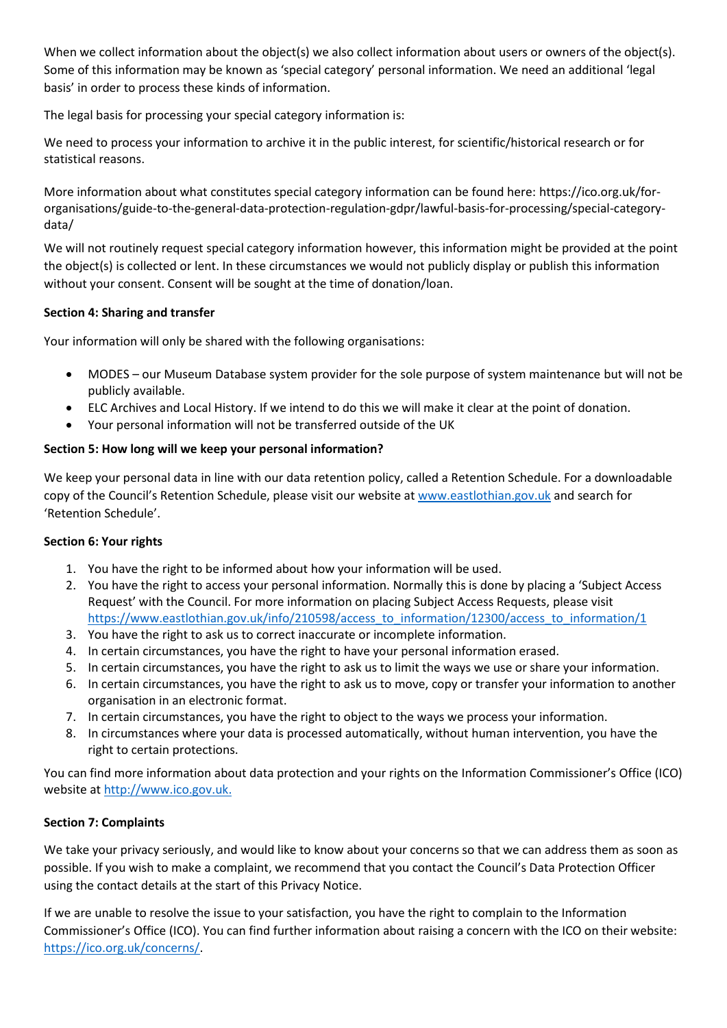When we collect information about the object(s) we also collect information about users or owners of the object(s). Some of this information may be known as 'special category' personal information. We need an additional 'legal basis' in order to process these kinds of information.

The legal basis for processing your special category information is:

We need to process your information to archive it in the public interest, for scientific/historical research or for statistical reasons.

More information about what constitutes special category information can be found here: https://ico.org.uk/for-organisations/guide-to-the-general-data-protection-regulation-gdpr/lawful-basis-for-processing/special-category-data/

We will not routinely request special category information however, this information might be provided at the point the object(s) is collected or lent. In these circumstances we would not publicly display or publish this information without your consent. Consent will be sought at the time of donation/loan.

**Section 4: Sharing and transfer**

Your information will only be shared with the following organisations:

- MODES – our Museum Database system provider for the sole purpose of system maintenance but will not be publicly available.
- ELC Archives and Local History. If we intend to do this we will make it clear at the point of donation.
- Your personal information will not be transferred outside of the UK

**Section 5: How long will we keep your personal information?**

We keep your personal data in line with our data retention policy, called a Retention Schedule. For a downloadable copy of the Council's Retention Schedule, please visit our website at [www.eastlothian.gov.uk](www.eastlothian.gov.uk) and search for 'Retention Schedule'.

**Section 6: Your rights**

1. You have the right to be informed about how your information will be used.
2. You have the right to access your personal information. Normally this is done by placing a 'Subject Access Request' with the Council. For more information on placing Subject Access Requests, please visit [https://www.eastlothian.gov.uk/info/210598/access_to_information/12300/access_to_information/1](https://www.eastlothian.gov.uk/info/210598/access_to_information/12300/access_to_information/1)
3. You have the right to ask us to correct inaccurate or incomplete information.
4. In certain circumstances, you have the right to have your personal information erased.
5. In certain circumstances, you have the right to ask us to limit the ways we use or share your information.
6. In certain circumstances, you have the right to ask us to move, copy or transfer your information to another organisation in an electronic format.
7. In certain circumstances, you have the right to object to the ways we process your information.
8. In circumstances where your data is processed automatically, without human intervention, you have the right to certain protections.

You can find more information about data protection and your rights on the Information Commissioner's Office (ICO) website at [http://www.ico.gov.uk.](http://www.ico.gov.uk)

**Section 7: Complaints**

We take your privacy seriously, and would like to know about your concerns so that we can address them as soon as possible. If you wish to make a complaint, we recommend that you contact the Council's Data Protection Officer using the contact details at the start of this Privacy Notice.

If we are unable to resolve the issue to your satisfaction, you have the right to complain to the Information Commissioner's Office (ICO). You can find further information about raising a concern with the ICO on their website: [https://ico.org.uk/concerns/](https://ico.org.uk/concerns/).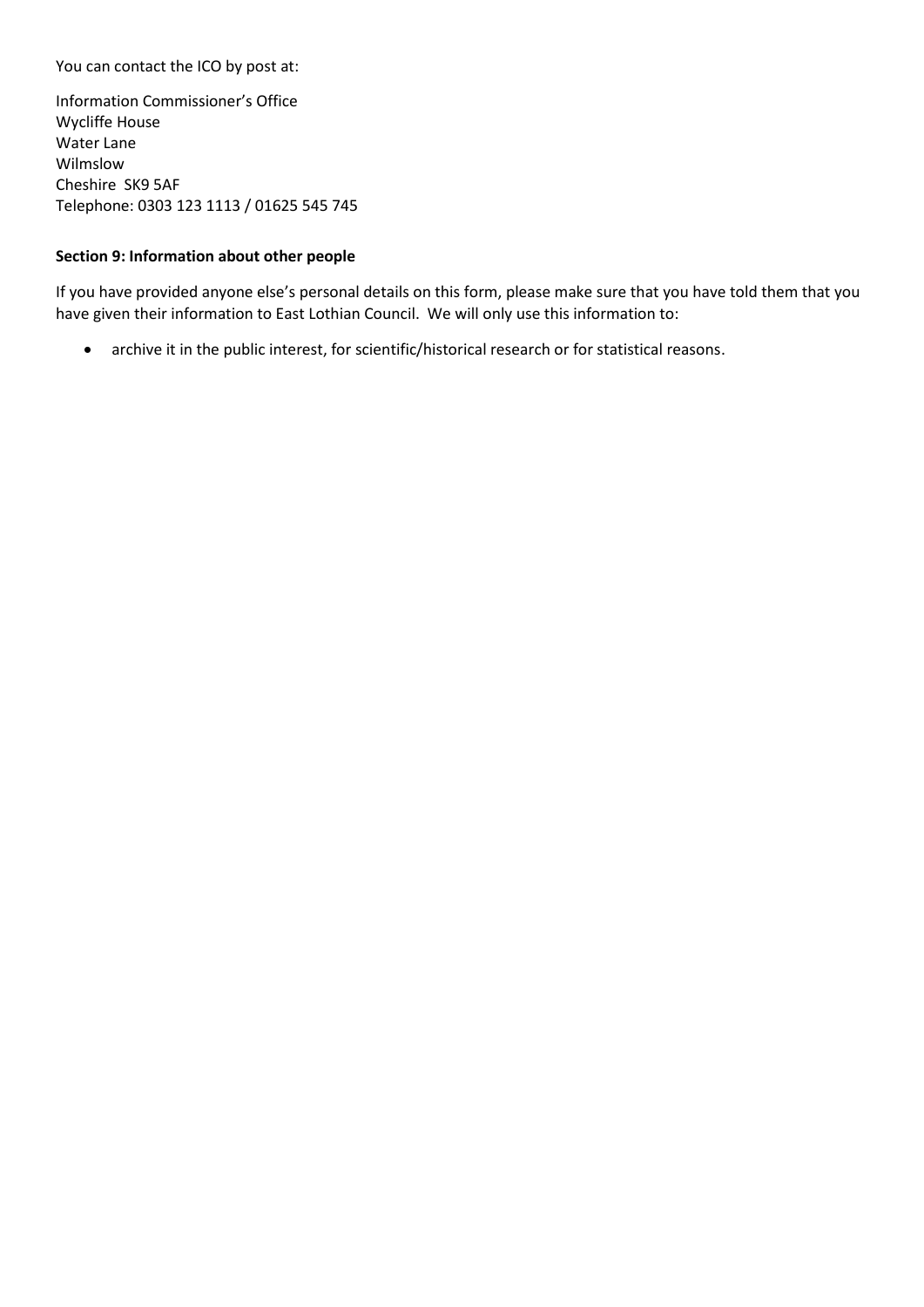You can contact the ICO by post at:

Information Commissioner's Office
Wycliffe House
Water Lane
Wilmslow
Cheshire  SK9 5AF
Telephone: 0303 123 1113 / 01625 545 745

**Section 9: Information about other people**

If you have provided anyone else's personal details on this form, please make sure that you have told them that you have given their information to East Lothian Council.  We will only use this information to:

- archive it in the public interest, for scientific/historical research or for statistical reasons.